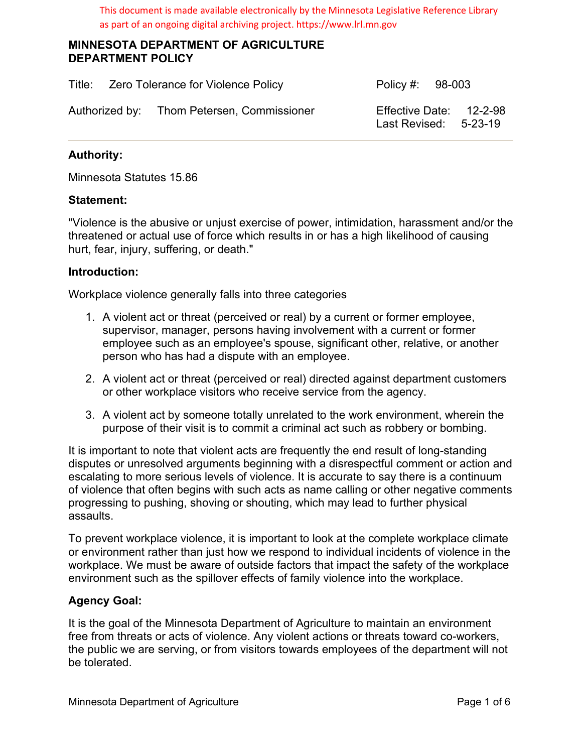This document is made available electronically by the Minnesota Legislative Reference Library as part of an ongoing digital archiving project. https://www.lrl.mn.gov

# MINNESOTA DEPARTMENT OF AGRICULTURE
# DEPARTMENT POLICY

| Title: Zero Tolerance for Violence Policy | Policy #: 98-003 |
|---|---|
| Authorized by: Thom Petersen, Commissioner | Effective Date: 12-2-98<br>Last Revised: 5-23-19 |

## Authority:

Minnesota Statutes 15.86

## Statement:

"Violence is the abusive or unjust exercise of power, intimidation, harassment and/or the threatened or actual use of force which results in or has a high likelihood of causing hurt, fear, injury, suffering, or death."

## Introduction:

Workplace violence generally falls into three categories

1. A violent act or threat (perceived or real) by a current or former employee, supervisor, manager, persons having involvement with a current or former employee such as an employee's spouse, significant other, relative, or another person who has had a dispute with an employee.

2. A violent act or threat (perceived or real) directed against department customers or other workplace visitors who receive service from the agency.

3. A violent act by someone totally unrelated to the work environment, wherein the purpose of their visit is to commit a criminal act such as robbery or bombing.

It is important to note that violent acts are frequently the end result of long-standing disputes or unresolved arguments beginning with a disrespectful comment or action and escalating to more serious levels of violence. It is accurate to say there is a continuum of violence that often begins with such acts as name calling or other negative comments progressing to pushing, shoving or shouting, which may lead to further physical assaults.

To prevent workplace violence, it is important to look at the complete workplace climate or environment rather than just how we respond to individual incidents of violence in the workplace. We must be aware of outside factors that impact the safety of the workplace environment such as the spillover effects of family violence into the workplace.

## Agency Goal:

It is the goal of the Minnesota Department of Agriculture to maintain an environment free from threats or acts of violence. Any violent actions or threats toward co-workers, the public we are serving, or from visitors towards employees of the department will not be tolerated.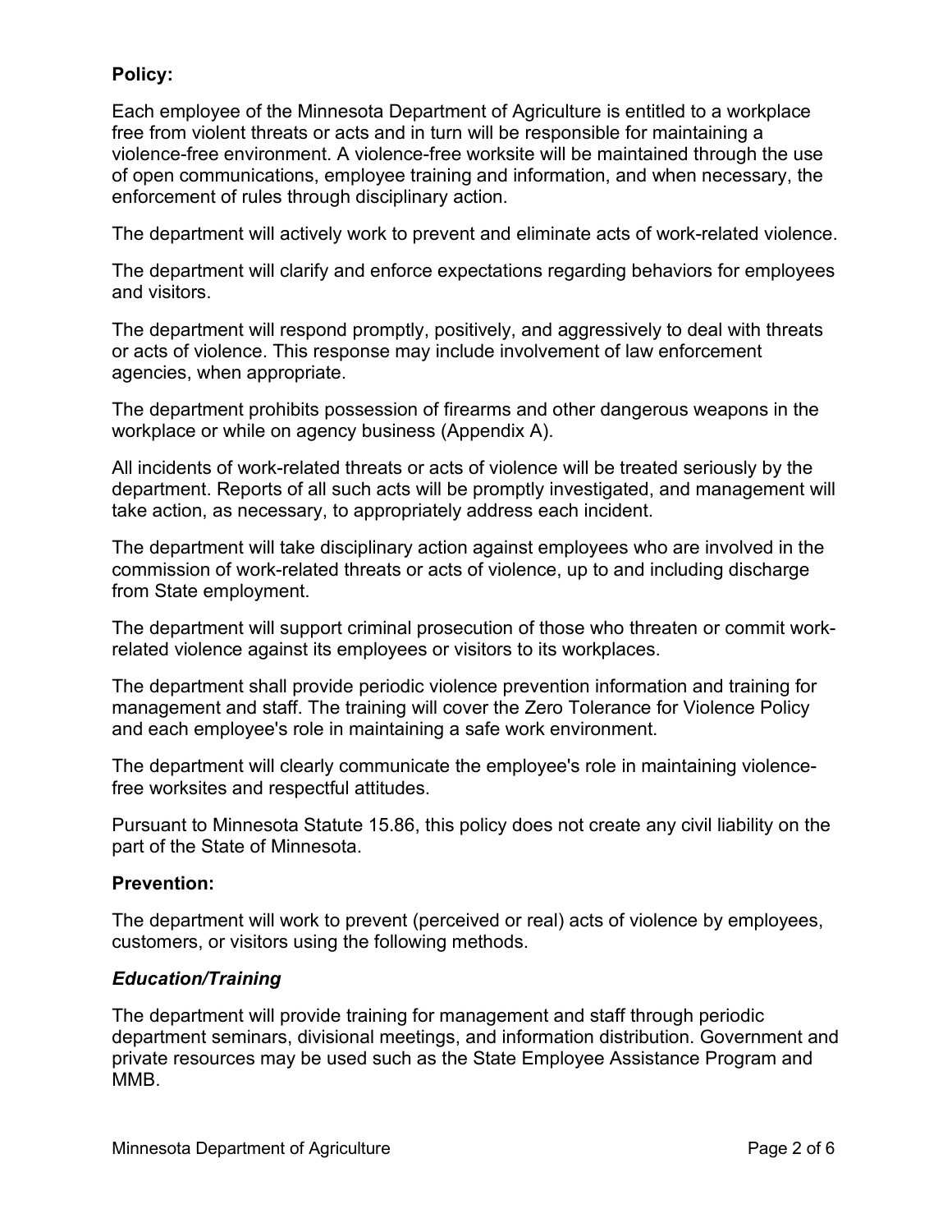**Policy:**

Each employee of the Minnesota Department of Agriculture is entitled to a workplace free from violent threats or acts and in turn will be responsible for maintaining a violence-free environment. A violence-free worksite will be maintained through the use of open communications, employee training and information, and when necessary, the enforcement of rules through disciplinary action.

The department will actively work to prevent and eliminate acts of work-related violence.

The department will clarify and enforce expectations regarding behaviors for employees and visitors.

The department will respond promptly, positively, and aggressively to deal with threats or acts of violence. This response may include involvement of law enforcement agencies, when appropriate.

The department prohibits possession of firearms and other dangerous weapons in the workplace or while on agency business (Appendix A).

All incidents of work-related threats or acts of violence will be treated seriously by the department. Reports of all such acts will be promptly investigated, and management will take action, as necessary, to appropriately address each incident.

The department will take disciplinary action against employees who are involved in the commission of work-related threats or acts of violence, up to and including discharge from State employment.

The department will support criminal prosecution of those who threaten or commit work-related violence against its employees or visitors to its workplaces.

The department shall provide periodic violence prevention information and training for management and staff. The training will cover the Zero Tolerance for Violence Policy and each employee's role in maintaining a safe work environment.

The department will clearly communicate the employee's role in maintaining violence-free worksites and respectful attitudes.

Pursuant to Minnesota Statute 15.86, this policy does not create any civil liability on the part of the State of Minnesota.

**Prevention:**

The department will work to prevent (perceived or real) acts of violence by employees, customers, or visitors using the following methods.

***Education/Training***

The department will provide training for management and staff through periodic department seminars, divisional meetings, and information distribution. Government and private resources may be used such as the State Employee Assistance Program and MMB.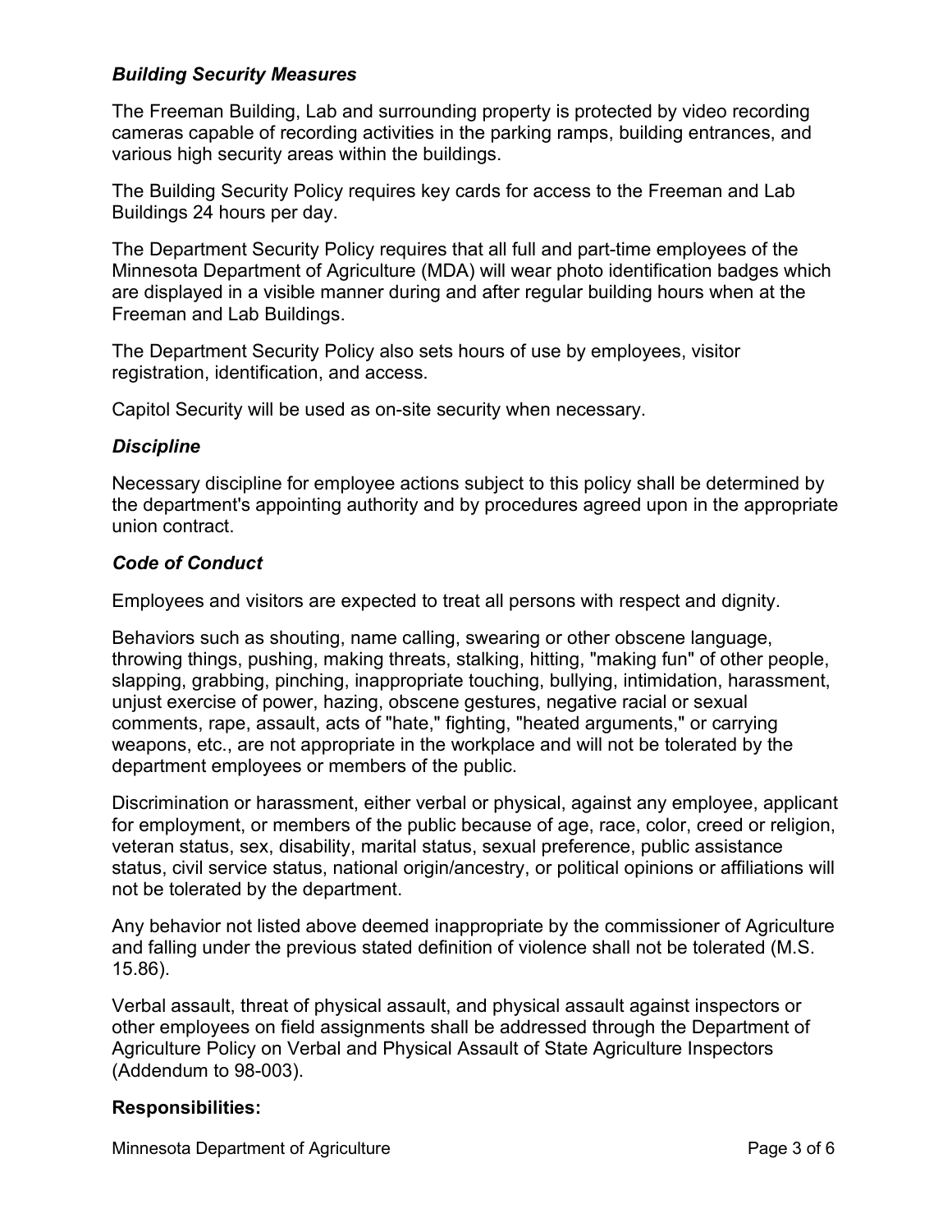### *Building Security Measures*

The Freeman Building, Lab and surrounding property is protected by video recording cameras capable of recording activities in the parking ramps, building entrances, and various high security areas within the buildings.

The Building Security Policy requires key cards for access to the Freeman and Lab Buildings 24 hours per day.

The Department Security Policy requires that all full and part-time employees of the Minnesota Department of Agriculture (MDA) will wear photo identification badges which are displayed in a visible manner during and after regular building hours when at the Freeman and Lab Buildings.

The Department Security Policy also sets hours of use by employees, visitor registration, identification, and access.

Capitol Security will be used as on-site security when necessary.

### *Discipline*

Necessary discipline for employee actions subject to this policy shall be determined by the department's appointing authority and by procedures agreed upon in the appropriate union contract.

### *Code of Conduct*

Employees and visitors are expected to treat all persons with respect and dignity.

Behaviors such as shouting, name calling, swearing or other obscene language, throwing things, pushing, making threats, stalking, hitting, "making fun" of other people, slapping, grabbing, pinching, inappropriate touching, bullying, intimidation, harassment, unjust exercise of power, hazing, obscene gestures, negative racial or sexual comments, rape, assault, acts of "hate," fighting, "heated arguments," or carrying weapons, etc., are not appropriate in the workplace and will not be tolerated by the department employees or members of the public.

Discrimination or harassment, either verbal or physical, against any employee, applicant for employment, or members of the public because of age, race, color, creed or religion, veteran status, sex, disability, marital status, sexual preference, public assistance status, civil service status, national origin/ancestry, or political opinions or affiliations will not be tolerated by the department.

Any behavior not listed above deemed inappropriate by the commissioner of Agriculture and falling under the previous stated definition of violence shall not be tolerated (M.S. 15.86).

Verbal assault, threat of physical assault, and physical assault against inspectors or other employees on field assignments shall be addressed through the Department of Agriculture Policy on Verbal and Physical Assault of State Agriculture Inspectors (Addendum to 98-003).

### **Responsibilities:**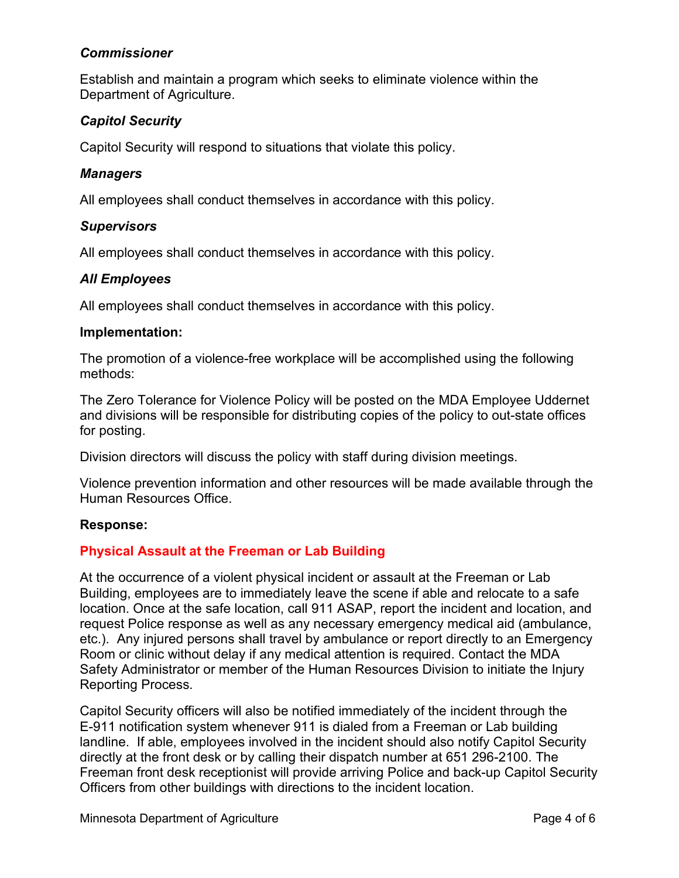***Commissioner***

Establish and maintain a program which seeks to eliminate violence within the Department of Agriculture.

***Capitol Security***

Capitol Security will respond to situations that violate this policy.

***Managers***

All employees shall conduct themselves in accordance with this policy.

***Supervisors***

All employees shall conduct themselves in accordance with this policy.

***All Employees***

All employees shall conduct themselves in accordance with this policy.

**Implementation:**

The promotion of a violence-free workplace will be accomplished using the following methods:

The Zero Tolerance for Violence Policy will be posted on the MDA Employee Uddernet and divisions will be responsible for distributing copies of the policy to out-state offices for posting.

Division directors will discuss the policy with staff during division meetings.

Violence prevention information and other resources will be made available through the Human Resources Office.

**Response:**

**Physical Assault at the Freeman or Lab Building**

At the occurrence of a violent physical incident or assault at the Freeman or Lab Building, employees are to immediately leave the scene if able and relocate to a safe location. Once at the safe location, call 911 ASAP, report the incident and location, and request Police response as well as any necessary emergency medical aid (ambulance, etc.). Any injured persons shall travel by ambulance or report directly to an Emergency Room or clinic without delay if any medical attention is required. Contact the MDA Safety Administrator or member of the Human Resources Division to initiate the Injury Reporting Process.

Capitol Security officers will also be notified immediately of the incident through the E-911 notification system whenever 911 is dialed from a Freeman or Lab building landline. If able, employees involved in the incident should also notify Capitol Security directly at the front desk or by calling their dispatch number at 651 296-2100. The Freeman front desk receptionist will provide arriving Police and back-up Capitol Security Officers from other buildings with directions to the incident location.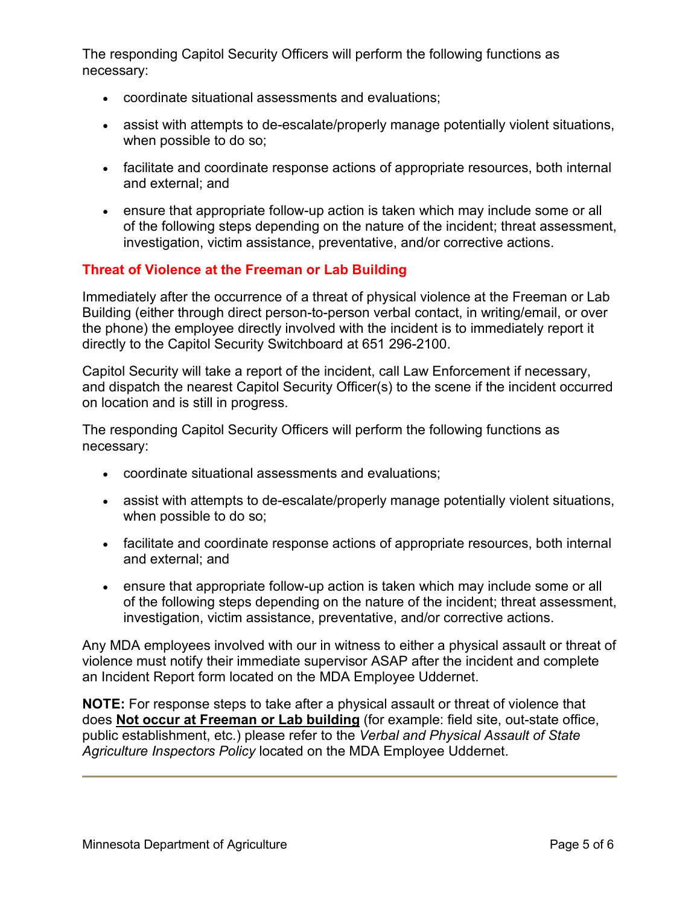The responding Capitol Security Officers will perform the following functions as necessary:

- coordinate situational assessments and evaluations;
- assist with attempts to de-escalate/properly manage potentially violent situations, when possible to do so;
- facilitate and coordinate response actions of appropriate resources, both internal and external; and
- ensure that appropriate follow-up action is taken which may include some or all of the following steps depending on the nature of the incident; threat assessment, investigation, victim assistance, preventative, and/or corrective actions.

### Threat of Violence at the Freeman or Lab Building

Immediately after the occurrence of a threat of physical violence at the Freeman or Lab Building (either through direct person-to-person verbal contact, in writing/email, or over the phone) the employee directly involved with the incident is to immediately report it directly to the Capitol Security Switchboard at 651 296-2100.

Capitol Security will take a report of the incident, call Law Enforcement if necessary, and dispatch the nearest Capitol Security Officer(s) to the scene if the incident occurred on location and is still in progress.

The responding Capitol Security Officers will perform the following functions as necessary:

- coordinate situational assessments and evaluations;
- assist with attempts to de-escalate/properly manage potentially violent situations, when possible to do so;
- facilitate and coordinate response actions of appropriate resources, both internal and external; and
- ensure that appropriate follow-up action is taken which may include some or all of the following steps depending on the nature of the incident; threat assessment, investigation, victim assistance, preventative, and/or corrective actions.

Any MDA employees involved with our in witness to either a physical assault or threat of violence must notify their immediate supervisor ASAP after the incident and complete an Incident Report form located on the MDA Employee Uddernet.

**NOTE:** For response steps to take after a physical assault or threat of violence that does **Not occur at Freeman or Lab building** (for example: field site, out-state office, public establishment, etc.) please refer to the *Verbal and Physical Assault of State Agriculture Inspectors Policy* located on the MDA Employee Uddernet.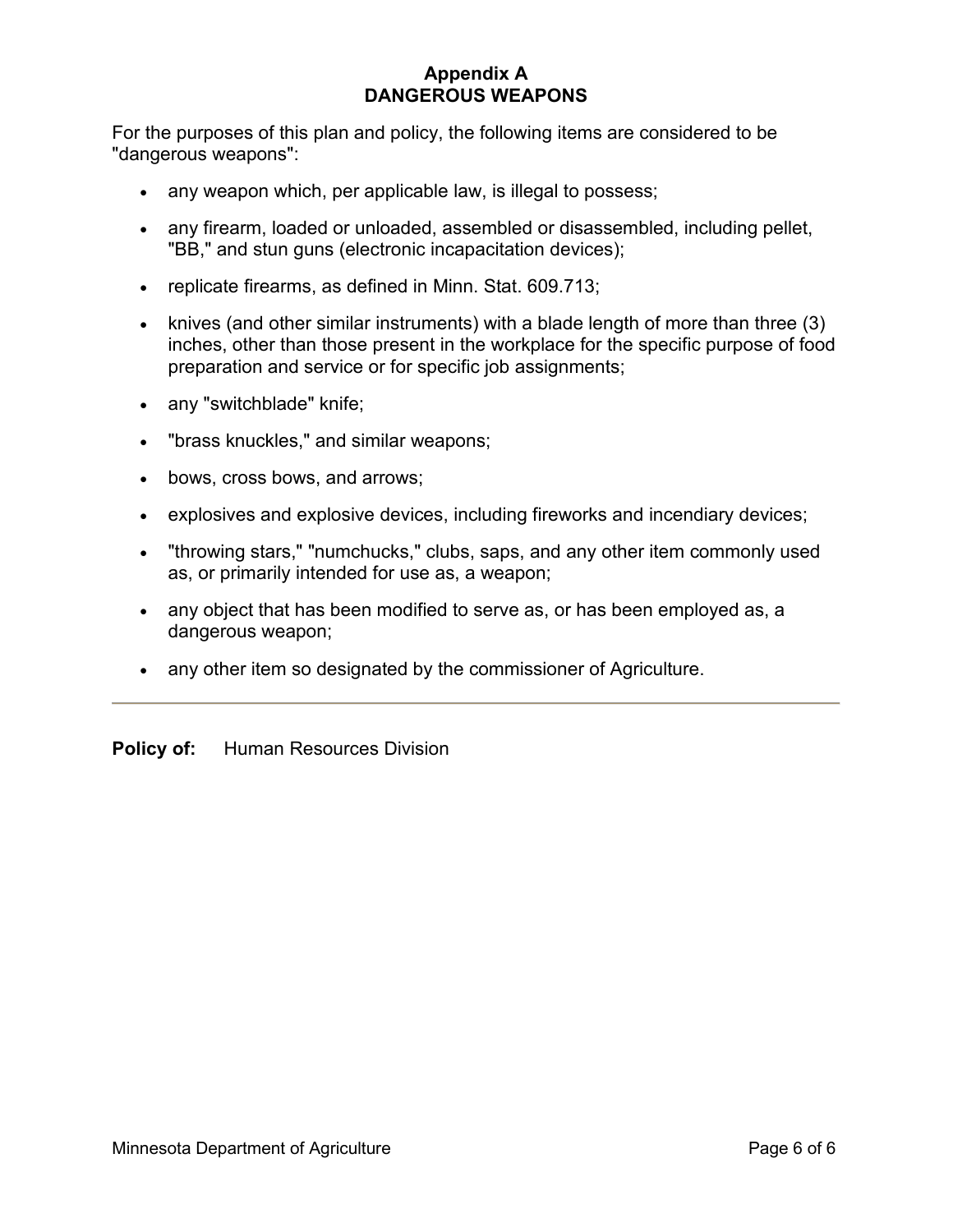## Appendix A
## DANGEROUS WEAPONS

For the purposes of this plan and policy, the following items are considered to be "dangerous weapons":

- any weapon which, per applicable law, is illegal to possess;
- any firearm, loaded or unloaded, assembled or disassembled, including pellet, "BB," and stun guns (electronic incapacitation devices);
- replicate firearms, as defined in Minn. Stat. 609.713;
- knives (and other similar instruments) with a blade length of more than three (3) inches, other than those present in the workplace for the specific purpose of food preparation and service or for specific job assignments;
- any "switchblade" knife;
- "brass knuckles," and similar weapons;
- bows, cross bows, and arrows;
- explosives and explosive devices, including fireworks and incendiary devices;
- "throwing stars," "numchucks," clubs, saps, and any other item commonly used as, or primarily intended for use as, a weapon;
- any object that has been modified to serve as, or has been employed as, a dangerous weapon;
- any other item so designated by the commissioner of Agriculture.

---

**Policy of:** Human Resources Division